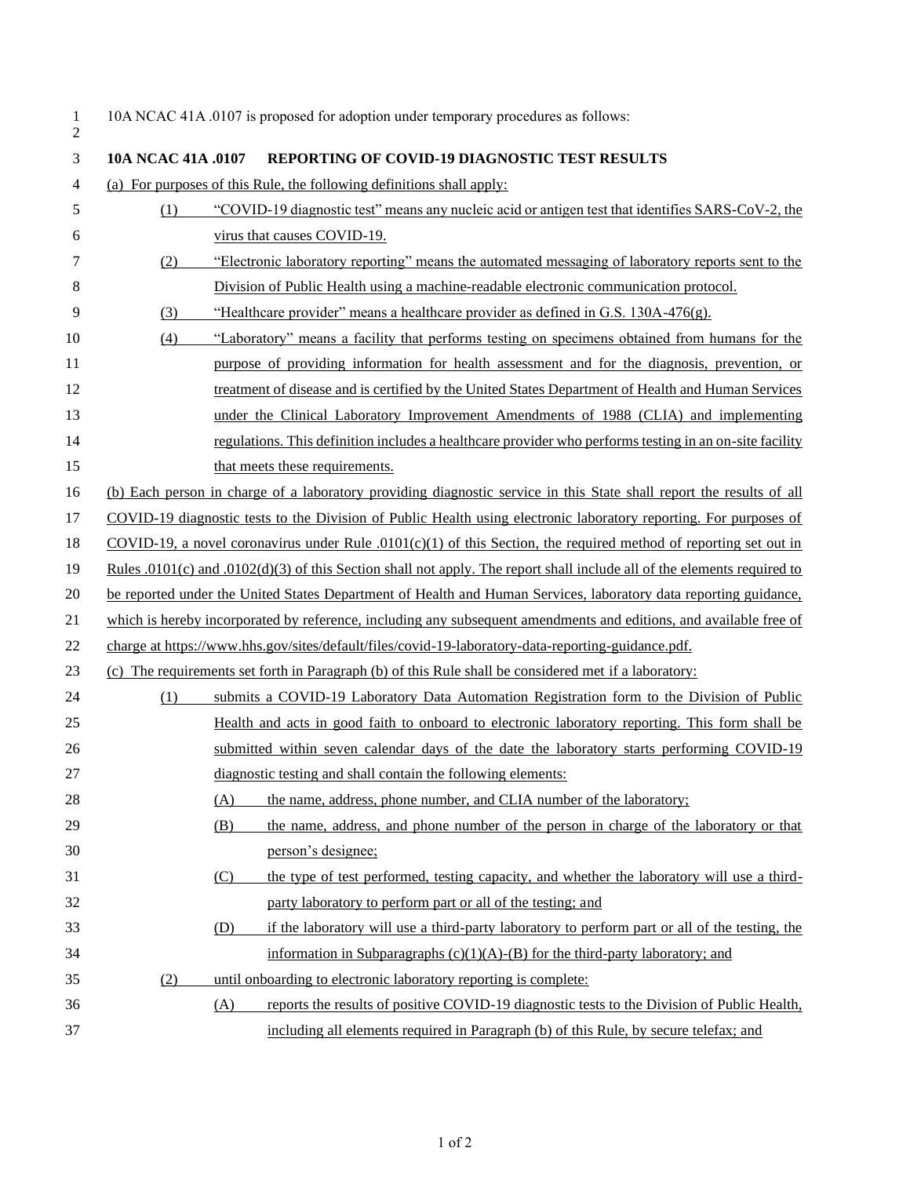10A NCAC 41A .0107 is proposed for adoption under temporary procedures as follows:

**10A NCAC 41A .0107 REPORTING OF COVID-19 DIAGNOSTIC TEST RESULTS**

(a) For purposes of this Rule, the following definitions shall apply:

(1) "COVID-19 diagnostic test" means any nucleic acid or antigen test that identifies SARS-CoV-2, the virus that causes COVID-19.

(2) "Electronic laboratory reporting" means the automated messaging of laboratory reports sent to the Division of Public Health using a machine-readable electronic communication protocol.

(3) "Healthcare provider" means a healthcare provider as defined in G.S. 130A-476(g).

(4) "Laboratory" means a facility that performs testing on specimens obtained from humans for the purpose of providing information for health assessment and for the diagnosis, prevention, or treatment of disease and is certified by the United States Department of Health and Human Services under the Clinical Laboratory Improvement Amendments of 1988 (CLIA) and implementing regulations. This definition includes a healthcare provider who performs testing in an on-site facility that meets these requirements.

(b) Each person in charge of a laboratory providing diagnostic service in this State shall report the results of all COVID-19 diagnostic tests to the Division of Public Health using electronic laboratory reporting. For purposes of COVID-19, a novel coronavirus under Rule .0101(c)(1) of this Section, the required method of reporting set out in Rules .0101(c) and .0102(d)(3) of this Section shall not apply. The report shall include all of the elements required to be reported under the United States Department of Health and Human Services, laboratory data reporting guidance, which is hereby incorporated by reference, including any subsequent amendments and editions, and available free of charge at https://www.hhs.gov/sites/default/files/covid-19-laboratory-data-reporting-guidance.pdf.

(c) The requirements set forth in Paragraph (b) of this Rule shall be considered met if a laboratory:

(1) submits a COVID-19 Laboratory Data Automation Registration form to the Division of Public Health and acts in good faith to onboard to electronic laboratory reporting. This form shall be submitted within seven calendar days of the date the laboratory starts performing COVID-19 diagnostic testing and shall contain the following elements:

(A) the name, address, phone number, and CLIA number of the laboratory;

(B) the name, address, and phone number of the person in charge of the laboratory or that person's designee;

(C) the type of test performed, testing capacity, and whether the laboratory will use a third-party laboratory to perform part or all of the testing; and

(D) if the laboratory will use a third-party laboratory to perform part or all of the testing, the information in Subparagraphs (c)(1)(A)-(B) for the third-party laboratory; and

(2) until onboarding to electronic laboratory reporting is complete:

(A) reports the results of positive COVID-19 diagnostic tests to the Division of Public Health, including all elements required in Paragraph (b) of this Rule, by secure telefax; and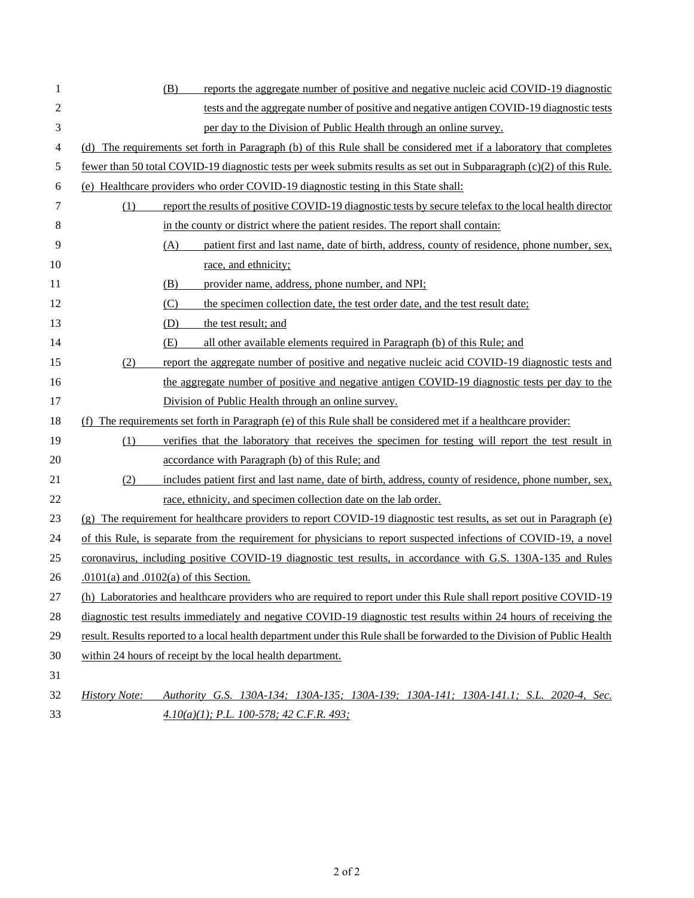(B) reports the aggregate number of positive and negative nucleic acid COVID-19 diagnostic tests and the aggregate number of positive and negative antigen COVID-19 diagnostic tests per day to the Division of Public Health through an online survey.

(d) The requirements set forth in Paragraph (b) of this Rule shall be considered met if a laboratory that completes fewer than 50 total COVID-19 diagnostic tests per week submits results as set out in Subparagraph (c)(2) of this Rule.

(e) Healthcare providers who order COVID-19 diagnostic testing in this State shall:

(1) report the results of positive COVID-19 diagnostic tests by secure telefax to the local health director in the county or district where the patient resides. The report shall contain:

(A) patient first and last name, date of birth, address, county of residence, phone number, sex, race, and ethnicity;

(B) provider name, address, phone number, and NPI;

(C) the specimen collection date, the test order date, and the test result date;

(D) the test result; and

(E) all other available elements required in Paragraph (b) of this Rule; and

(2) report the aggregate number of positive and negative nucleic acid COVID-19 diagnostic tests and the aggregate number of positive and negative antigen COVID-19 diagnostic tests per day to the Division of Public Health through an online survey.

(f) The requirements set forth in Paragraph (e) of this Rule shall be considered met if a healthcare provider:

(1) verifies that the laboratory that receives the specimen for testing will report the test result in accordance with Paragraph (b) of this Rule; and

(2) includes patient first and last name, date of birth, address, county of residence, phone number, sex, race, ethnicity, and specimen collection date on the lab order.

(g) The requirement for healthcare providers to report COVID-19 diagnostic test results, as set out in Paragraph (e) of this Rule, is separate from the requirement for physicians to report suspected infections of COVID-19, a novel coronavirus, including positive COVID-19 diagnostic test results, in accordance with G.S. 130A-135 and Rules .0101(a) and .0102(a) of this Section.

(h) Laboratories and healthcare providers who are required to report under this Rule shall report positive COVID-19 diagnostic test results immediately and negative COVID-19 diagnostic test results within 24 hours of receiving the result. Results reported to a local health department under this Rule shall be forwarded to the Division of Public Health within 24 hours of receipt by the local health department.

*History Note: Authority G.S. 130A-134; 130A-135; 130A-139; 130A-141; 130A-141.1; S.L. 2020-4, Sec. 4.10(a)(1); P.L. 100-578; 42 C.F.R. 493;*